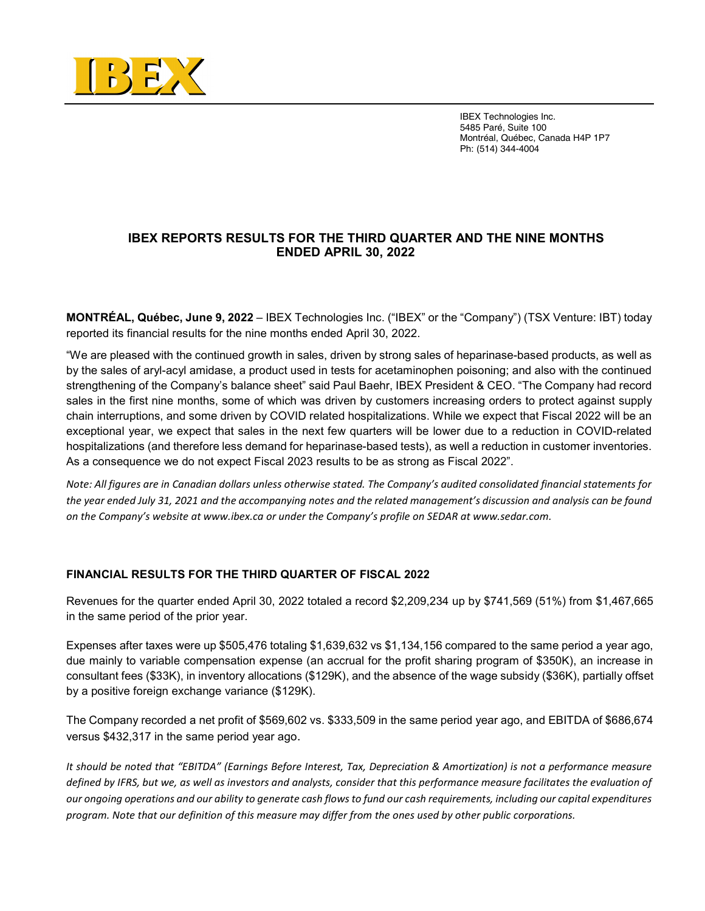IBEX Technologies Inc.
5485 Paré, Suite 100
Montréal, Québec, Canada H4P 1P7
Ph: (514) 344-4004

# IBEX REPORTS RESULTS FOR THE THIRD QUARTER AND THE NINE MONTHS ENDED APRIL 30, 2022

**MONTRÉAL, Québec, June 9, 2022** – IBEX Technologies Inc. ("IBEX" or the "Company") (TSX Venture: IBT) today reported its financial results for the nine months ended April 30, 2022.

"We are pleased with the continued growth in sales, driven by strong sales of heparinase-based products, as well as by the sales of aryl-acyl amidase, a product used in tests for acetaminophen poisoning; and also with the continued strengthening of the Company's balance sheet" said Paul Baehr, IBEX President & CEO. "The Company had record sales in the first nine months, some of which was driven by customers increasing orders to protect against supply chain interruptions, and some driven by COVID related hospitalizations. While we expect that Fiscal 2022 will be an exceptional year, we expect that sales in the next few quarters will be lower due to a reduction in COVID-related hospitalizations (and therefore less demand for heparinase-based tests), as well a reduction in customer inventories. As a consequence we do not expect Fiscal 2023 results to be as strong as Fiscal 2022".

*Note: All figures are in Canadian dollars unless otherwise stated. The Company's audited consolidated financial statements for the year ended July 31, 2021 and the accompanying notes and the related management's discussion and analysis can be found on the Company's website at www.ibex.ca or under the Company's profile on SEDAR at www.sedar.com.*

## FINANCIAL RESULTS FOR THE THIRD QUARTER OF FISCAL 2022

Revenues for the quarter ended April 30, 2022 totaled a record $2,209,234 up by $741,569 (51%) from $1,467,665 in the same period of the prior year.

Expenses after taxes were up $505,476 totaling $1,639,632 vs $1,134,156 compared to the same period a year ago, due mainly to variable compensation expense (an accrual for the profit sharing program of $350K), an increase in consultant fees ($33K), in inventory allocations ($129K), and the absence of the wage subsidy ($36K), partially offset by a positive foreign exchange variance ($129K).

The Company recorded a net profit of $569,602 vs. $333,509 in the same period year ago, and EBITDA of $686,674 versus $432,317 in the same period year ago.

*It should be noted that "EBITDA" (Earnings Before Interest, Tax, Depreciation & Amortization) is not a performance measure defined by IFRS, but we, as well as investors and analysts, consider that this performance measure facilitates the evaluation of our ongoing operations and our ability to generate cash flows to fund our cash requirements, including our capital expenditures program. Note that our definition of this measure may differ from the ones used by other public corporations.*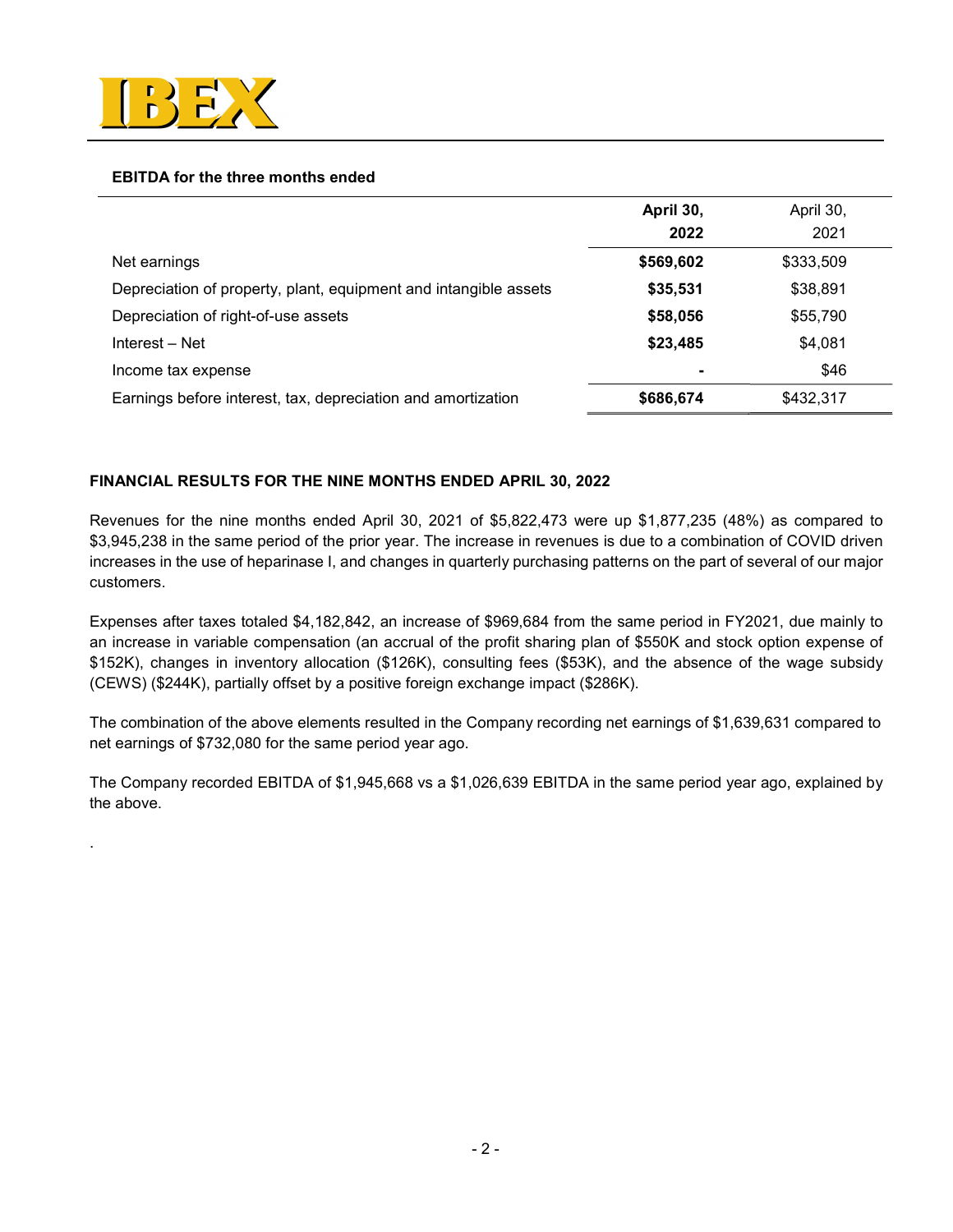**EBITDA for the three months ended**

| | **April 30, 2022** | April 30, 2021 |
|---|---|---|
| Net earnings | **$569,602** | $333,509 |
| Depreciation of property, plant, equipment and intangible assets | **$35,531** | $38,891 |
| Depreciation of right-of-use assets | **$58,056** | $55,790 |
| Interest – Net | **$23,485** | $4,081 |
| Income tax expense | **-** | $46 |
| Earnings before interest, tax, depreciation and amortization | **$686,674** | $432,317 |

**FINANCIAL RESULTS FOR THE NINE MONTHS ENDED APRIL 30, 2022**

Revenues for the nine months ended April 30, 2021 of $5,822,473 were up $1,877,235 (48%) as compared to $3,945,238 in the same period of the prior year. The increase in revenues is due to a combination of COVID driven increases in the use of heparinase I, and changes in quarterly purchasing patterns on the part of several of our major customers.

Expenses after taxes totaled $4,182,842, an increase of $969,684 from the same period in FY2021, due mainly to an increase in variable compensation (an accrual of the profit sharing plan of $550K and stock option expense of $152K), changes in inventory allocation ($126K), consulting fees ($53K), and the absence of the wage subsidy (CEWS) ($244K), partially offset by a positive foreign exchange impact ($286K).

The combination of the above elements resulted in the Company recording net earnings of $1,639,631 compared to net earnings of $732,080 for the same period year ago.

The Company recorded EBITDA of $1,945,668 vs a $1,026,639 EBITDA in the same period year ago, explained by the above.

.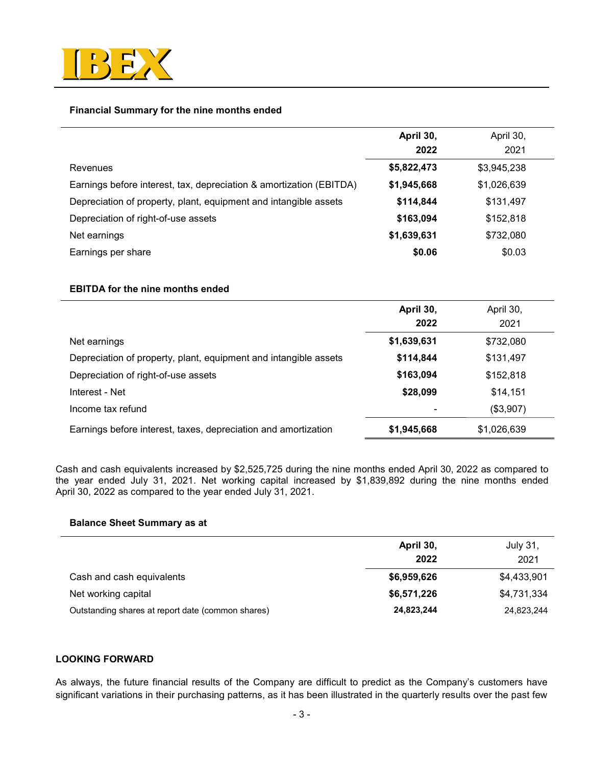**Financial Summary for the nine months ended**

| | **April 30, 2022** | April 30, 2021 |
|---|---|---|
| Revenues | **$5,822,473** | $3,945,238 |
| Earnings before interest, tax, depreciation & amortization (EBITDA) | **$1,945,668** | $1,026,639 |
| Depreciation of property, plant, equipment and intangible assets | **$114,844** | $131,497 |
| Depreciation of right-of-use assets | **$163,094** | $152,818 |
| Net earnings | **$1,639,631** | $732,080 |
| Earnings per share | **$0.06** | $0.03 |

**EBITDA for the nine months ended**

| | **April 30, 2022** | April 30, 2021 |
|---|---|---|
| Net earnings | **$1,639,631** | $732,080 |
| Depreciation of property, plant, equipment and intangible assets | **$114,844** | $131,497 |
| Depreciation of right-of-use assets | **$163,094** | $152,818 |
| Interest - Net | **$28,099** | $14,151 |
| Income tax refund | - | ($3,907) |
| Earnings before interest, taxes, depreciation and amortization | **$1,945,668** | $1,026,639 |

Cash and cash equivalents increased by $2,525,725 during the nine months ended April 30, 2022 as compared to the year ended July 31, 2021. Net working capital increased by $1,839,892 during the nine months ended April 30, 2022 as compared to the year ended July 31, 2021.

**Balance Sheet Summary as at**

| | **April 30, 2022** | July 31, 2021 |
|---|---|---|
| Cash and cash equivalents | **$6,959,626** | $4,433,901 |
| Net working capital | **$6,571,226** | $4,731,334 |
| Outstanding shares at report date (common shares) | **24,823,244** | 24,823,244 |

**LOOKING FORWARD**

As always, the future financial results of the Company are difficult to predict as the Company's customers have significant variations in their purchasing patterns, as it has been illustrated in the quarterly results over the past few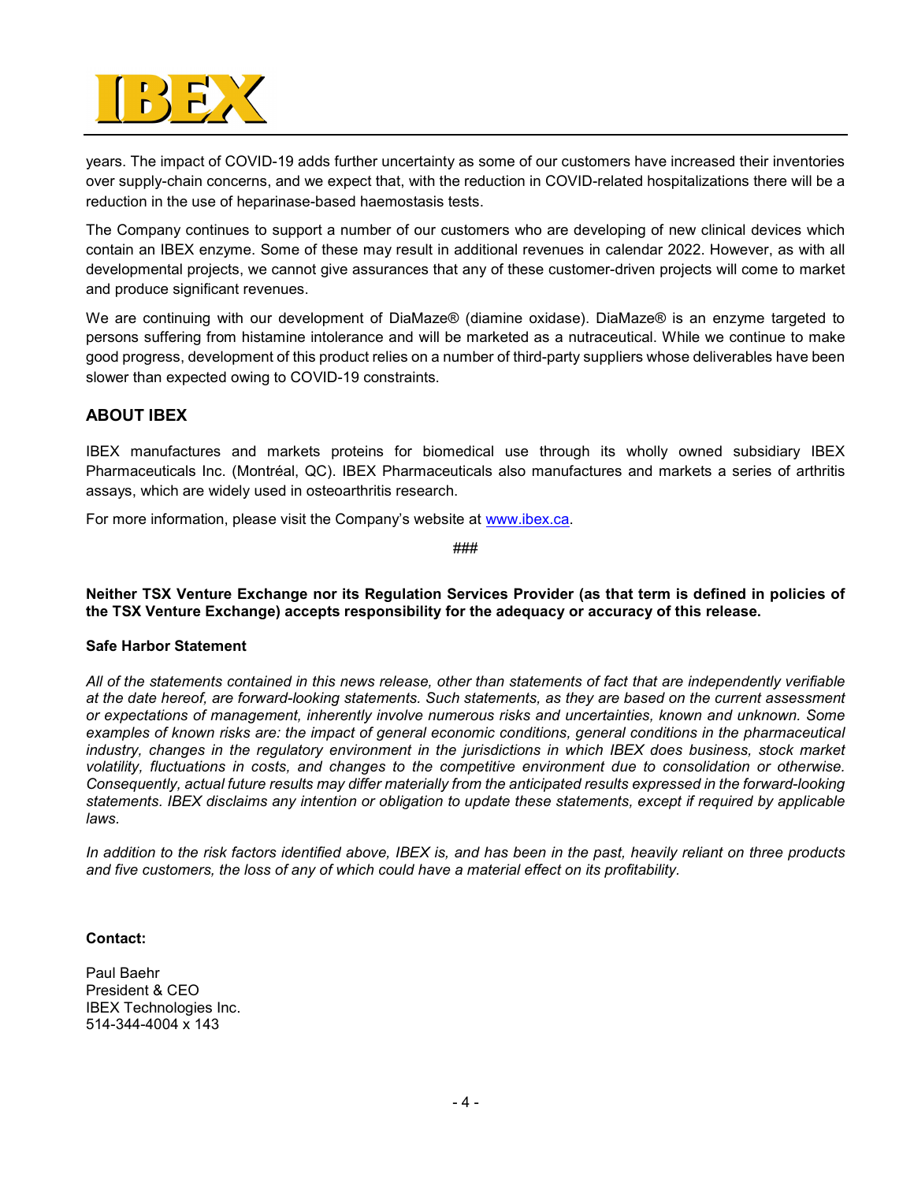years. The impact of COVID-19 adds further uncertainty as some of our customers have increased their inventories over supply-chain concerns, and we expect that, with the reduction in COVID-related hospitalizations there will be a reduction in the use of heparinase-based haemostasis tests.

The Company continues to support a number of our customers who are developing of new clinical devices which contain an IBEX enzyme. Some of these may result in additional revenues in calendar 2022. However, as with all developmental projects, we cannot give assurances that any of these customer-driven projects will come to market and produce significant revenues.

We are continuing with our development of DiaMaze® (diamine oxidase). DiaMaze® is an enzyme targeted to persons suffering from histamine intolerance and will be marketed as a nutraceutical. While we continue to make good progress, development of this product relies on a number of third-party suppliers whose deliverables have been slower than expected owing to COVID-19 constraints.

## ABOUT IBEX

IBEX manufactures and markets proteins for biomedical use through its wholly owned subsidiary IBEX Pharmaceuticals Inc. (Montréal, QC). IBEX Pharmaceuticals also manufactures and markets a series of arthritis assays, which are widely used in osteoarthritis research.

For more information, please visit the Company's website at [www.ibex.ca](http://www.ibex.ca).

###

**Neither TSX Venture Exchange nor its Regulation Services Provider (as that term is defined in policies of the TSX Venture Exchange) accepts responsibility for the adequacy or accuracy of this release.**

**Safe Harbor Statement**

*All of the statements contained in this news release, other than statements of fact that are independently verifiable at the date hereof, are forward-looking statements. Such statements, as they are based on the current assessment or expectations of management, inherently involve numerous risks and uncertainties, known and unknown. Some examples of known risks are: the impact of general economic conditions, general conditions in the pharmaceutical industry, changes in the regulatory environment in the jurisdictions in which IBEX does business, stock market volatility, fluctuations in costs, and changes to the competitive environment due to consolidation or otherwise. Consequently, actual future results may differ materially from the anticipated results expressed in the forward-looking statements. IBEX disclaims any intention or obligation to update these statements, except if required by applicable laws.*

*In addition to the risk factors identified above, IBEX is, and has been in the past, heavily reliant on three products and five customers, the loss of any of which could have a material effect on its profitability.*

**Contact:**

Paul Baehr
President & CEO
IBEX Technologies Inc.
514-344-4004 x 143